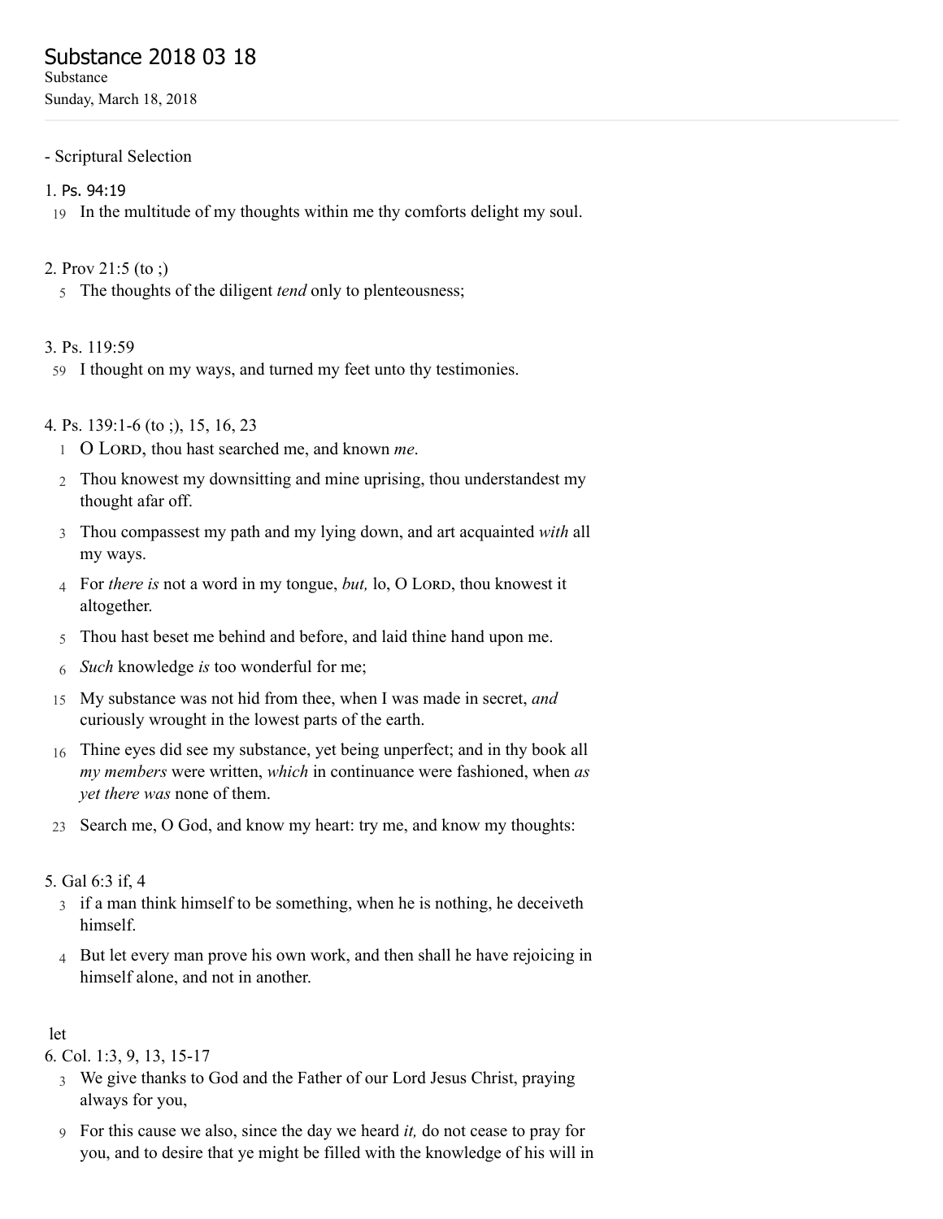# Substance 2018 03 18

Substance

Sunday, March 18, 2018

- Scriptural Selection

1. Ps. 94:19

19 In the multitude of my thoughts within me thy comforts delight my soul.

2. Prov 21:5 (to ;)

5 The thoughts of the diligent *tend* only to plenteousness;

3. Ps. 119:59

59 I thought on my ways, and turned my feet unto thy testimonies.

4. Ps. 139:1-6 (to ;), 15, 16, 23

1 O LORD, thou hast searched me, and known *me*.

2 Thou knowest my downsitting and mine uprising, thou understandest my thought afar off.

3 Thou compassest my path and my lying down, and art acquainted *with* all my ways.

4 For *there is* not a word in my tongue, *but,* lo, O LORD, thou knowest it altogether.

5 Thou hast beset me behind and before, and laid thine hand upon me.

6 *Such* knowledge *is* too wonderful for me;

15 My substance was not hid from thee, when I was made in secret, *and* curiously wrought in the lowest parts of the earth.

16 Thine eyes did see my substance, yet being unperfect; and in thy book all *my members* were written, *which* in continuance were fashioned, when *as yet there was* none of them.

23 Search me, O God, and know my heart: try me, and know my thoughts:

5. Gal 6:3 if, 4

3 if a man think himself to be something, when he is nothing, he deceiveth himself.

4 But let every man prove his own work, and then shall he have rejoicing in himself alone, and not in another.

let

6. Col. 1:3, 9, 13, 15-17

3 We give thanks to God and the Father of our Lord Jesus Christ, praying always for you,

9 For this cause we also, since the day we heard *it,* do not cease to pray for you, and to desire that ye might be filled with the knowledge of his will in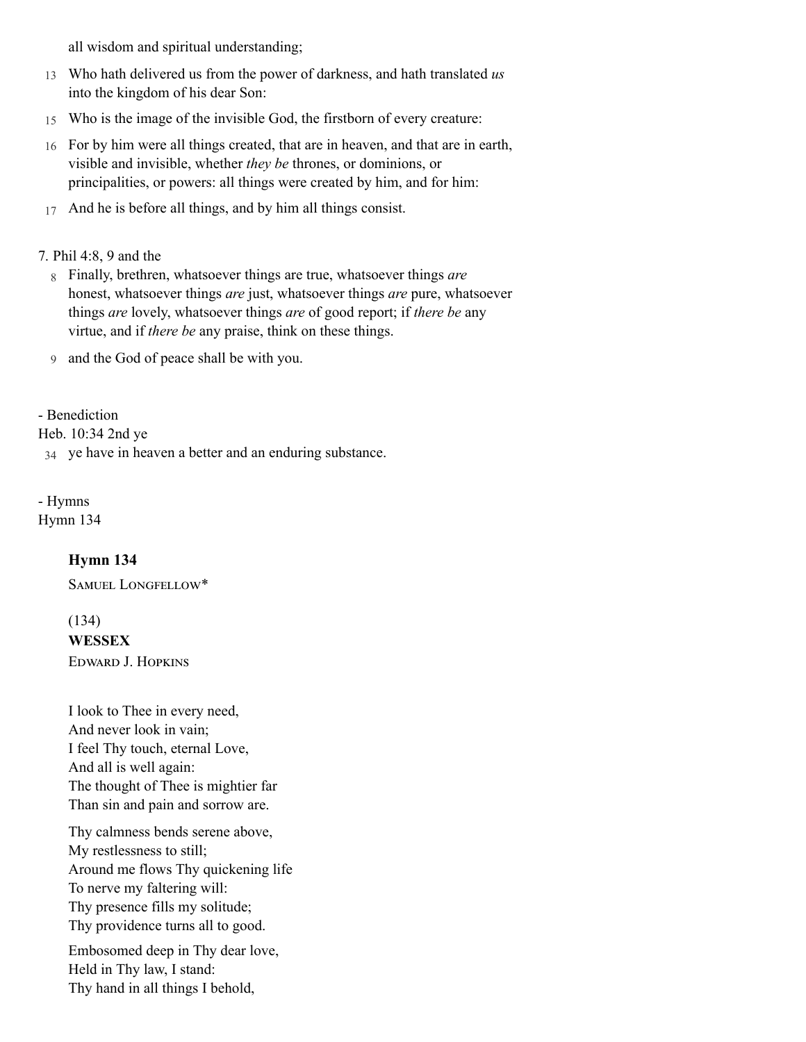all wisdom and spiritual understanding;

13 Who hath delivered us from the power of darkness, and hath translated *us* into the kingdom of his dear Son:

15 Who is the image of the invisible God, the firstborn of every creature:

16 For by him were all things created, that are in heaven, and that are in earth, visible and invisible, whether *they be* thrones, or dominions, or principalities, or powers: all things were created by him, and for him:

17 And he is before all things, and by him all things consist.

7. Phil 4:8, 9 and the

8 Finally, brethren, whatsoever things are true, whatsoever things *are* honest, whatsoever things *are* just, whatsoever things *are* pure, whatsoever things *are* lovely, whatsoever things *are* of good report; if *there be* any virtue, and if *there be* any praise, think on these things.

9 and the God of peace shall be with you.

- Benediction

Heb. 10:34 2nd ye

34 ye have in heaven a better and an enduring substance.

- Hymns

Hymn 134

**Hymn 134**

Samuel Longfellow*

(134)

**WESSEX**

Edward J. Hopkins

I look to Thee in every need,
And never look in vain;
I feel Thy touch, eternal Love,
And all is well again:
The thought of Thee is mightier far
Than sin and pain and sorrow are.

Thy calmness bends serene above,
My restlessness to still;
Around me flows Thy quickening life
To nerve my faltering will:
Thy presence fills my solitude;
Thy providence turns all to good.

Embosomed deep in Thy dear love,
Held in Thy law, I stand:
Thy hand in all things I behold,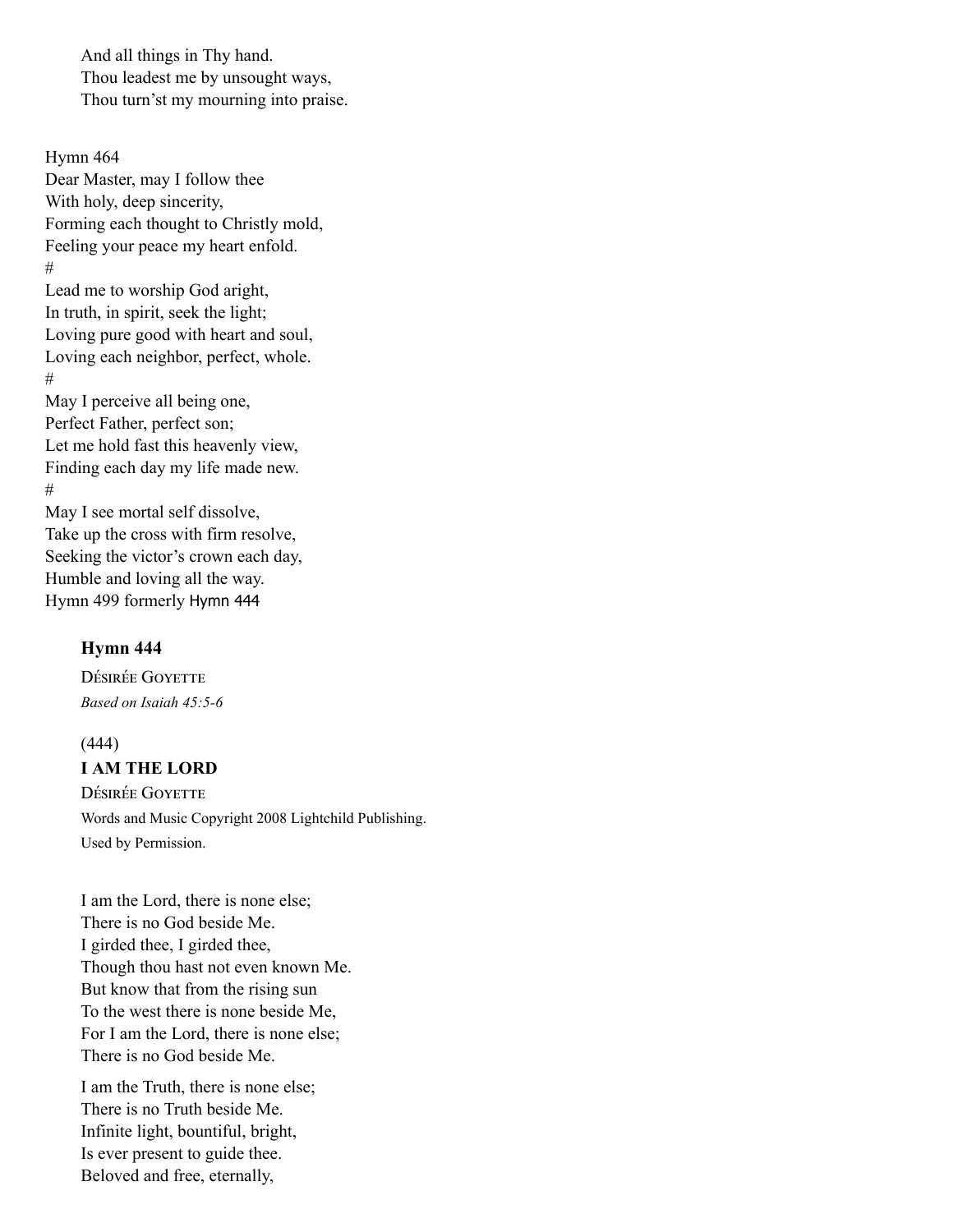And all things in Thy hand.
Thou leadest me by unsought ways,
Thou turn’st my mourning into praise.

Hymn 464
Dear Master, may I follow thee
With holy, deep sincerity,
Forming each thought to Christly mold,
Feeling your peace my heart enfold.
#
Lead me to worship God aright,
In truth, in spirit, seek the light;
Loving pure good with heart and soul,
Loving each neighbor, perfect, whole.
#
May I perceive all being one,
Perfect Father, perfect son;
Let me hold fast this heavenly view,
Finding each day my life made new.
#
May I see mortal self dissolve,
Take up the cross with firm resolve,
Seeking the victor’s crown each day,
Humble and loving all the way.
Hymn 499 formerly Hymn 444

**Hymn 444**

Désirée Goyette
*Based on Isaiah 45:5-6*

(444)
**I AM THE LORD**
Désirée Goyette
Words and Music Copyright 2008 Lightchild Publishing.
Used by Permission.

I am the Lord, there is none else;
There is no God beside Me.
I girded thee, I girded thee,
Though thou hast not even known Me.
But know that from the rising sun
To the west there is none beside Me,
For I am the Lord, there is none else;
There is no God beside Me.

I am the Truth, there is none else;
There is no Truth beside Me.
Infinite light, bountiful, bright,
Is ever present to guide thee.
Beloved and free, eternally,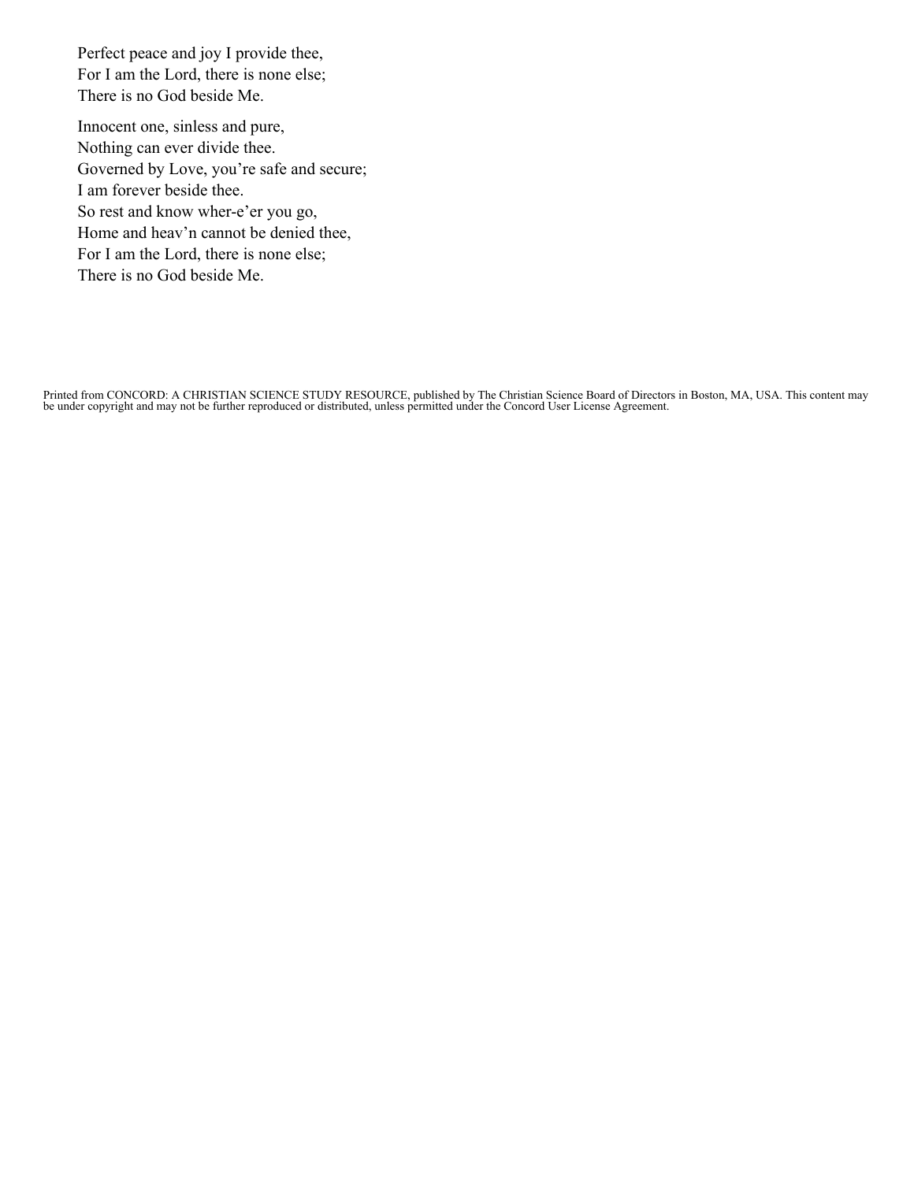Perfect peace and joy I provide thee,
For I am the Lord, there is none else;
There is no God beside Me.

Innocent one, sinless and pure,
Nothing can ever divide thee.
Governed by Love, you're safe and secure;
I am forever beside thee.
So rest and know wher-e'er you go,
Home and heav'n cannot be denied thee,
For I am the Lord, there is none else;
There is no God beside Me.

Printed from CONCORD: A CHRISTIAN SCIENCE STUDY RESOURCE, published by The Christian Science Board of Directors in Boston, MA, USA. This content may be under copyright and may not be further reproduced or distributed, unless permitted under the Concord User License Agreement.